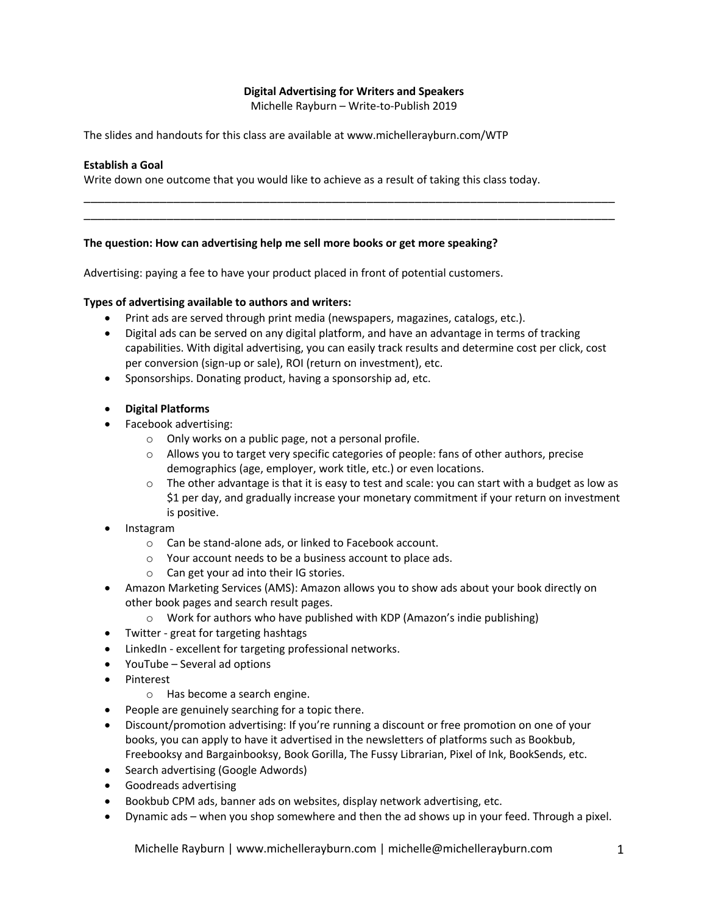**Digital Advertising for Writers and Speakers**

Michelle Rayburn – Write-to-Publish 2019

The slides and handouts for this class are available at www.michellerayburn.com/WTP

**Establish a Goal**

Write down one outcome that you would like to achieve as a result of taking this class today.

______________________________________________________________________________

______________________________________________________________________________

**The question: How can advertising help me sell more books or get more speaking?**

Advertising: paying a fee to have your product placed in front of potential customers.

**Types of advertising available to authors and writers:**

- Print ads are served through print media (newspapers, magazines, catalogs, etc.).
- Digital ads can be served on any digital platform, and have an advantage in terms of tracking capabilities. With digital advertising, you can easily track results and determine cost per click, cost per conversion (sign-up or sale), ROI (return on investment), etc.
- Sponsorships. Donating product, having a sponsorship ad, etc.

- **Digital Platforms**
- Facebook advertising:
  - Only works on a public page, not a personal profile.
  - Allows you to target very specific categories of people: fans of other authors, precise demographics (age, employer, work title, etc.) or even locations.
  - The other advantage is that it is easy to test and scale: you can start with a budget as low as $1 per day, and gradually increase your monetary commitment if your return on investment is positive.
- Instagram
  - Can be stand-alone ads, or linked to Facebook account.
  - Your account needs to be a business account to place ads.
  - Can get your ad into their IG stories.
- Amazon Marketing Services (AMS): Amazon allows you to show ads about your book directly on other book pages and search result pages.
  - Work for authors who have published with KDP (Amazon's indie publishing)
- Twitter - great for targeting hashtags
- LinkedIn - excellent for targeting professional networks.
- YouTube – Several ad options
- Pinterest
  - Has become a search engine.
- People are genuinely searching for a topic there.
- Discount/promotion advertising: If you're running a discount or free promotion on one of your books, you can apply to have it advertised in the newsletters of platforms such as Bookbub, Freebooksy and Bargainbooksy, Book Gorilla, The Fussy Librarian, Pixel of Ink, BookSends, etc.
- Search advertising (Google Adwords)
- Goodreads advertising
- Bookbub CPM ads, banner ads on websites, display network advertising, etc.
- Dynamic ads – when you shop somewhere and then the ad shows up in your feed. Through a pixel.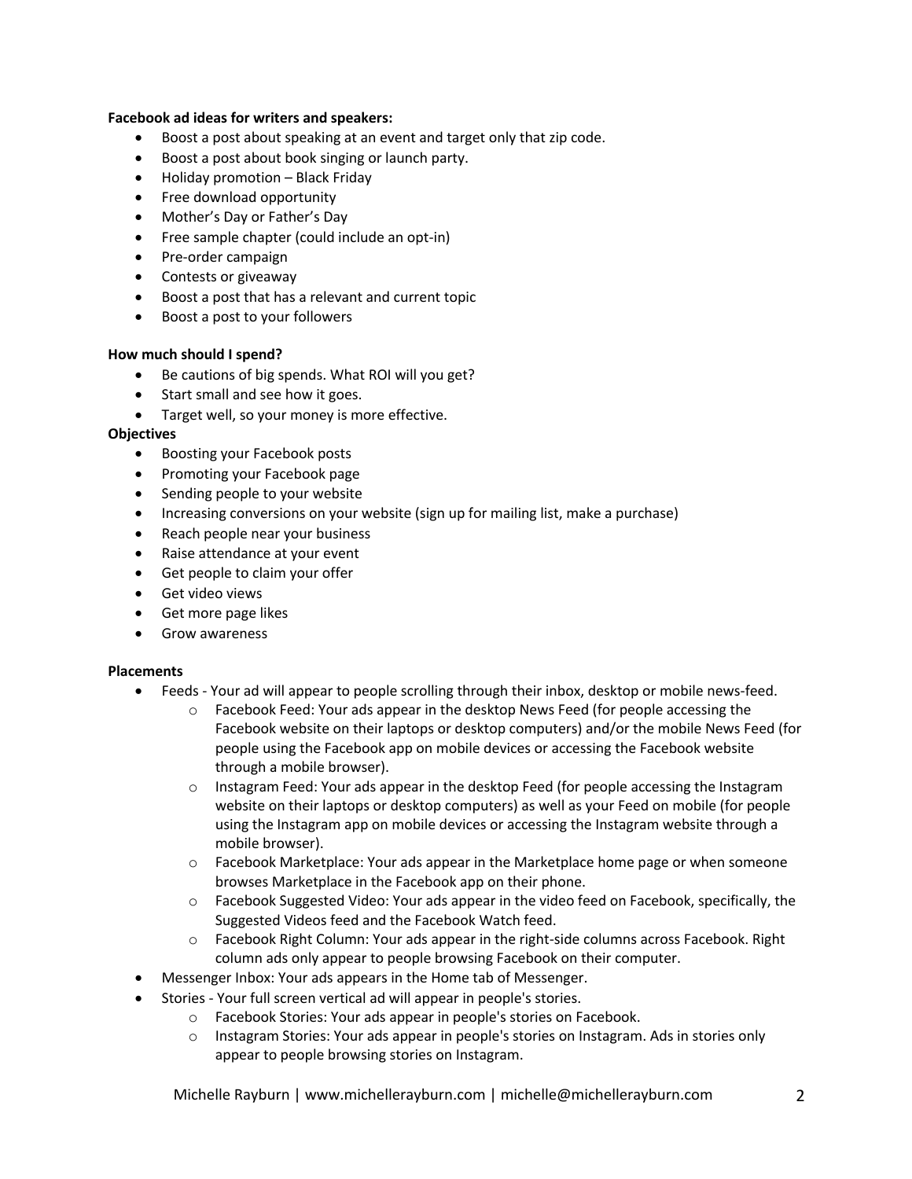**Facebook ad ideas for writers and speakers:**

- Boost a post about speaking at an event and target only that zip code.
- Boost a post about book singing or launch party.
- Holiday promotion – Black Friday
- Free download opportunity
- Mother's Day or Father's Day
- Free sample chapter (could include an opt-in)
- Pre-order campaign
- Contests or giveaway
- Boost a post that has a relevant and current topic
- Boost a post to your followers

**How much should I spend?**

- Be cautions of big spends. What ROI will you get?
- Start small and see how it goes.
- Target well, so your money is more effective.

**Objectives**

- Boosting your Facebook posts
- Promoting your Facebook page
- Sending people to your website
- Increasing conversions on your website (sign up for mailing list, make a purchase)
- Reach people near your business
- Raise attendance at your event
- Get people to claim your offer
- Get video views
- Get more page likes
- Grow awareness

**Placements**

- Feeds - Your ad will appear to people scrolling through their inbox, desktop or mobile news-feed.
  - Facebook Feed: Your ads appear in the desktop News Feed (for people accessing the Facebook website on their laptops or desktop computers) and/or the mobile News Feed (for people using the Facebook app on mobile devices or accessing the Facebook website through a mobile browser).
  - Instagram Feed: Your ads appear in the desktop Feed (for people accessing the Instagram website on their laptops or desktop computers) as well as your Feed on mobile (for people using the Instagram app on mobile devices or accessing the Instagram website through a mobile browser).
  - Facebook Marketplace: Your ads appear in the Marketplace home page or when someone browses Marketplace in the Facebook app on their phone.
  - Facebook Suggested Video: Your ads appear in the video feed on Facebook, specifically, the Suggested Videos feed and the Facebook Watch feed.
  - Facebook Right Column: Your ads appear in the right-side columns across Facebook. Right column ads only appear to people browsing Facebook on their computer.
- Messenger Inbox: Your ads appears in the Home tab of Messenger.
- Stories - Your full screen vertical ad will appear in people's stories.
  - Facebook Stories: Your ads appear in people's stories on Facebook.
  - Instagram Stories: Your ads appear in people's stories on Instagram. Ads in stories only appear to people browsing stories on Instagram.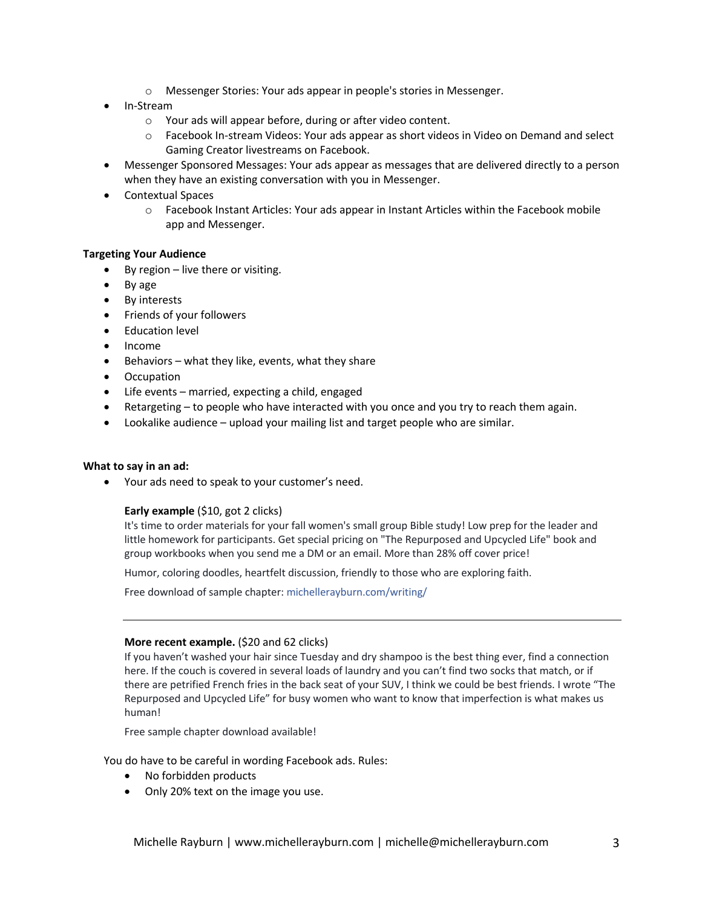- Messenger Stories: Your ads appear in people's stories in Messenger.
- In-Stream
    - Your ads will appear before, during or after video content.
    - Facebook In-stream Videos: Your ads appear as short videos in Video on Demand and select Gaming Creator livestreams on Facebook.
- Messenger Sponsored Messages: Your ads appear as messages that are delivered directly to a person when they have an existing conversation with you in Messenger.
- Contextual Spaces
    - Facebook Instant Articles: Your ads appear in Instant Articles within the Facebook mobile app and Messenger.

**Targeting Your Audience**

- By region – live there or visiting.
- By age
- By interests
- Friends of your followers
- Education level
- Income
- Behaviors – what they like, events, what they share
- Occupation
- Life events – married, expecting a child, engaged
- Retargeting – to people who have interacted with you once and you try to reach them again.
- Lookalike audience – upload your mailing list and target people who are similar.

**What to say in an ad:**

- Your ads need to speak to your customer's need.

**Early example** ($10, got 2 clicks)
It's time to order materials for your fall women's small group Bible study! Low prep for the leader and little homework for participants. Get special pricing on "The Repurposed and Upcycled Life" book and group workbooks when you send me a DM or an email. More than 28% off cover price!

Humor, coloring doodles, heartfelt discussion, friendly to those who are exploring faith.

Free download of sample chapter: michellerayburn.com/writing/

---

**More recent example.** ($20 and 62 clicks)
If you haven't washed your hair since Tuesday and dry shampoo is the best thing ever, find a connection here. If the couch is covered in several loads of laundry and you can't find two socks that match, or if there are petrified French fries in the back seat of your SUV, I think we could be best friends. I wrote "The Repurposed and Upcycled Life" for busy women who want to know that imperfection is what makes us human!

Free sample chapter download available!

You do have to be careful in wording Facebook ads. Rules:

- No forbidden products
- Only 20% text on the image you use.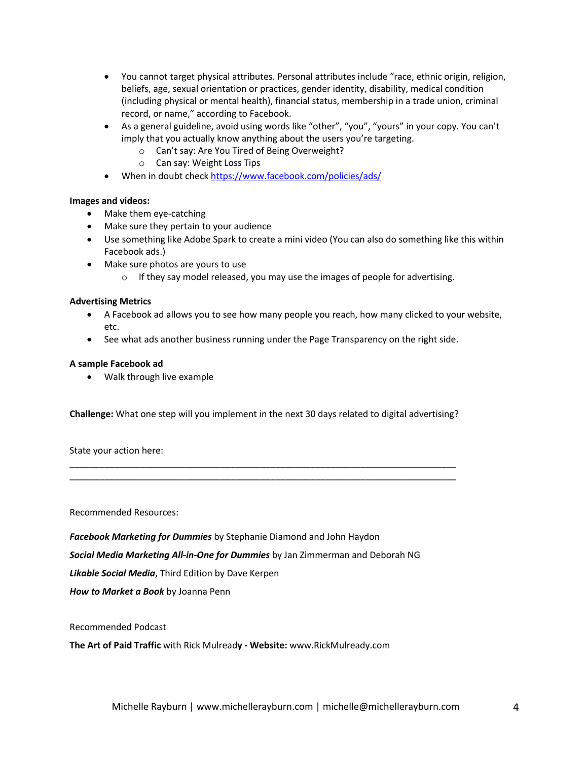- You cannot target physical attributes. Personal attributes include "race, ethnic origin, religion, beliefs, age, sexual orientation or practices, gender identity, disability, medical condition (including physical or mental health), financial status, membership in a trade union, criminal record, or name," according to Facebook.
- As a general guideline, avoid using words like "other", "you", "yours" in your copy. You can't imply that you actually know anything about the users you're targeting.
  - Can't say: Are You Tired of Being Overweight?
  - Can say: Weight Loss Tips
- When in doubt check https://www.facebook.com/policies/ads/

**Images and videos:**

- Make them eye-catching
- Make sure they pertain to your audience
- Use something like Adobe Spark to create a mini video (You can also do something like this within Facebook ads.)
- Make sure photos are yours to use
  - If they say model released, you may use the images of people for advertising.

**Advertising Metrics**

- A Facebook ad allows you to see how many people you reach, how many clicked to your website, etc.
- See what ads another business running under the Page Transparency on the right side.

**A sample Facebook ad**

- Walk through live example

**Challenge:** What one step will you implement in the next 30 days related to digital advertising?

State your action here:

\_\_\_\_\_\_\_\_\_\_\_\_\_\_\_\_\_\_\_\_\_\_\_\_\_\_\_\_\_\_\_\_\_\_\_\_\_\_\_\_\_\_\_\_\_\_\_\_\_\_\_\_\_\_\_\_\_\_\_\_\_\_\_\_\_\_\_\_\_\_\_\_\_\_\_\_
\_\_\_\_\_\_\_\_\_\_\_\_\_\_\_\_\_\_\_\_\_\_\_\_\_\_\_\_\_\_\_\_\_\_\_\_\_\_\_\_\_\_\_\_\_\_\_\_\_\_\_\_\_\_\_\_\_\_\_\_\_\_\_\_\_\_\_\_\_\_\_\_\_\_\_\_

Recommended Resources:

***Facebook Marketing for Dummies*** by Stephanie Diamond and John Haydon

***Social Media Marketing All-in-One for Dummies*** by Jan Zimmerman and Deborah NG

***Likable Social Media***, Third Edition by Dave Kerpen

***How to Market a Book*** by Joanna Penn

Recommended Podcast

**The Art of Paid Traffic** with Rick Mulready **- Website:** www.RickMulready.com

Michelle Rayburn | www.michellerayburn.com | michelle@michellerayburn.com